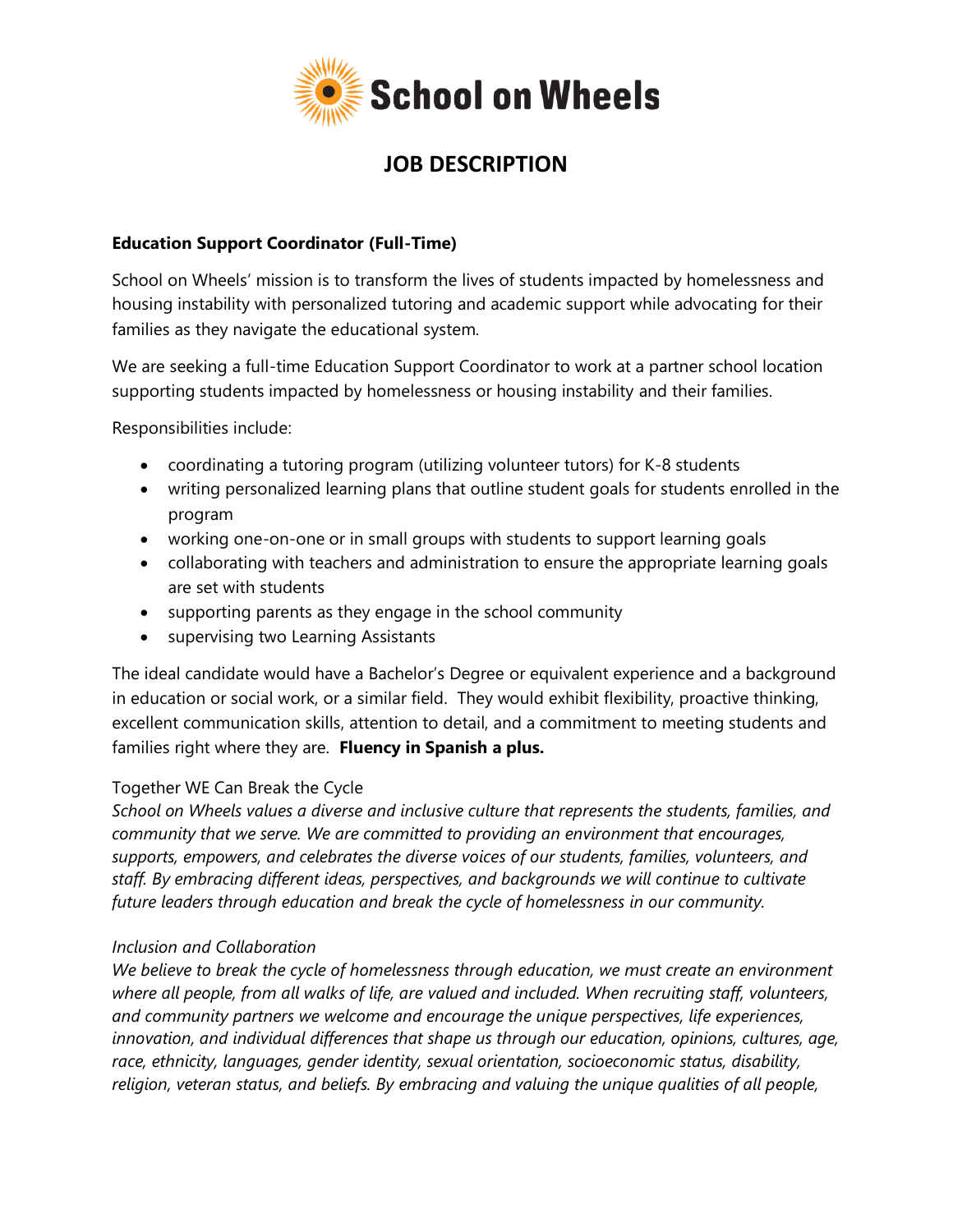School on Wheels

# JOB DESCRIPTION

**Education Support Coordinator (Full-Time)**

School on Wheels' mission is to transform the lives of students impacted by homelessness and housing instability with personalized tutoring and academic support while advocating for their families as they navigate the educational system.

We are seeking a full-time Education Support Coordinator to work at a partner school location supporting students impacted by homelessness or housing instability and their families.

Responsibilities include:

- coordinating a tutoring program (utilizing volunteer tutors) for K-8 students
- writing personalized learning plans that outline student goals for students enrolled in the program
- working one-on-one or in small groups with students to support learning goals
- collaborating with teachers and administration to ensure the appropriate learning goals are set with students
- supporting parents as they engage in the school community
- supervising two Learning Assistants

The ideal candidate would have a Bachelor's Degree or equivalent experience and a background in education or social work, or a similar field. They would exhibit flexibility, proactive thinking, excellent communication skills, attention to detail, and a commitment to meeting students and families right where they are. **Fluency in Spanish a plus.**

Together WE Can Break the Cycle
*School on Wheels values a diverse and inclusive culture that represents the students, families, and community that we serve. We are committed to providing an environment that encourages, supports, empowers, and celebrates the diverse voices of our students, families, volunteers, and staff. By embracing different ideas, perspectives, and backgrounds we will continue to cultivate future leaders through education and break the cycle of homelessness in our community.*

*Inclusion and Collaboration*
*We believe to break the cycle of homelessness through education, we must create an environment where all people, from all walks of life, are valued and included. When recruiting staff, volunteers, and community partners we welcome and encourage the unique perspectives, life experiences, innovation, and individual differences that shape us through our education, opinions, cultures, age, race, ethnicity, languages, gender identity, sexual orientation, socioeconomic status, disability, religion, veteran status, and beliefs. By embracing and valuing the unique qualities of all people,*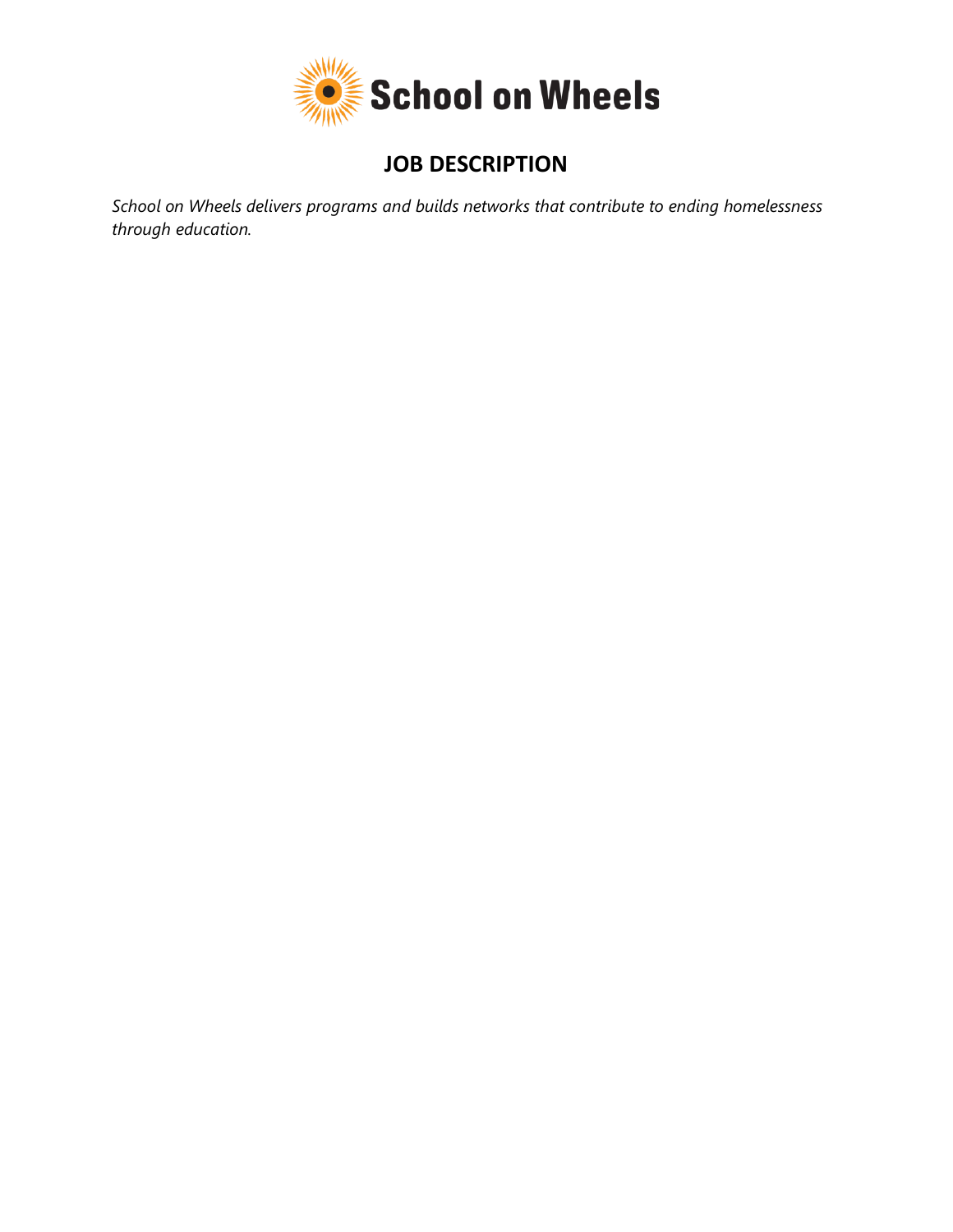School on Wheels

## JOB DESCRIPTION

*School on Wheels delivers programs and builds networks that contribute to ending homelessness through education.*